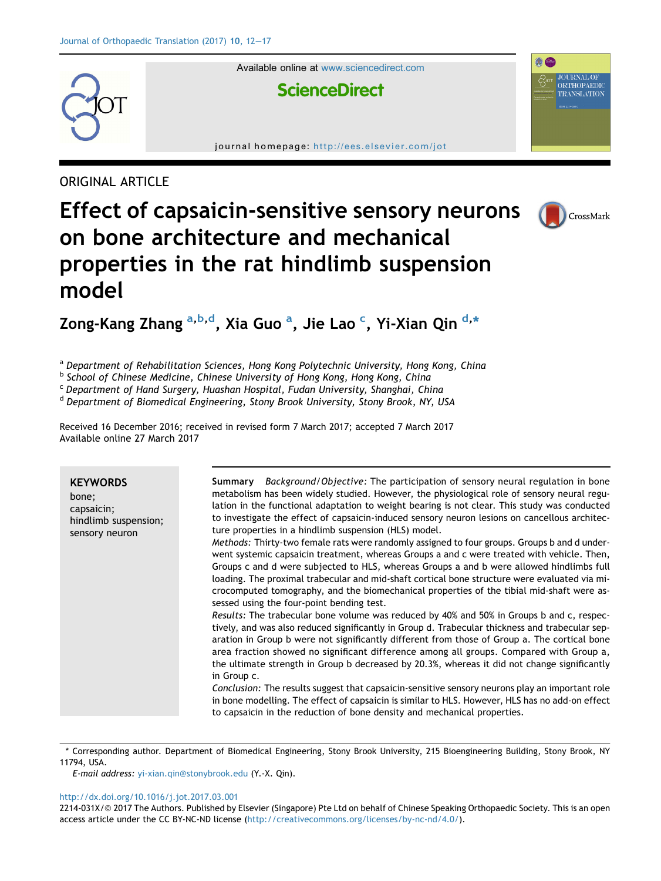ORIGINAL ARTICLE

# Effect of capsaicin-sensitive sensory neurons on bone architecture and mechanical properties in the rat hindlimb suspension model

Zong-Kang Zhang [a,b,d], Xia Guo [a], Jie Lao [c], Yi-Xian Qin [d,*]

[a] Department of Rehabilitation Sciences, Hong Kong Polytechnic University, Hong Kong, China
[b] School of Chinese Medicine, Chinese University of Hong Kong, Hong Kong, China
[c] Department of Hand Surgery, Huashan Hospital, Fudan University, Shanghai, China
[d] Department of Biomedical Engineering, Stony Brook University, Stony Brook, NY, USA

Received 16 December 2016; received in revised form 7 March 2017; accepted 7 March 2017
Available online 27 March 2017

**KEYWORDS**
bone;
capsaicin;
hindlimb suspension;
sensory neuron

**Summary** *Background/Objective:* The participation of sensory neural regulation in bone metabolism has been widely studied. However, the physiological role of sensory neural regulation in the functional adaptation to weight bearing is not clear. This study was conducted to investigate the effect of capsaicin-induced sensory neuron lesions on cancellous architecture properties in a hindlimb suspension (HLS) model.

*Methods:* Thirty-two female rats were randomly assigned to four groups. Groups b and d underwent systemic capsaicin treatment, whereas Groups a and c were treated with vehicle. Then, Groups c and d were subjected to HLS, whereas Groups a and b were allowed hindlimbs full loading. The proximal trabecular and mid-shaft cortical bone structure were evaluated via microcomputed tomography, and the biomechanical properties of the tibial mid-shaft were assessed using the four-point bending test.

*Results:* The trabecular bone volume was reduced by 40% and 50% in Groups b and c, respectively, and was also reduced significantly in Group d. Trabecular thickness and trabecular separation in Group b were not significantly different from those of Group a. The cortical bone area fraction showed no significant difference among all groups. Compared with Group a, the ultimate strength in Group b decreased by 20.3%, whereas it did not change significantly in Group c.

*Conclusion:* The results suggest that capsaicin-sensitive sensory neurons play an important role in bone modelling. The effect of capsaicin is similar to HLS. However, HLS has no add-on effect to capsaicin in the reduction of bone density and mechanical properties.

\* Corresponding author. Department of Biomedical Engineering, Stony Brook University, 215 Bioengineering Building, Stony Brook, NY 11794, USA.
*E-mail address:* yi-xian.qin@stonybrook.edu (Y.-X. Qin).

http://dx.doi.org/10.1016/j.jot.2017.03.001
2214-031X/© 2017 The Authors. Published by Elsevier (Singapore) Pte Ltd on behalf of Chinese Speaking Orthopaedic Society. This is an open access article under the CC BY-NC-ND license (http://creativecommons.org/licenses/by-nc-nd/4.0/).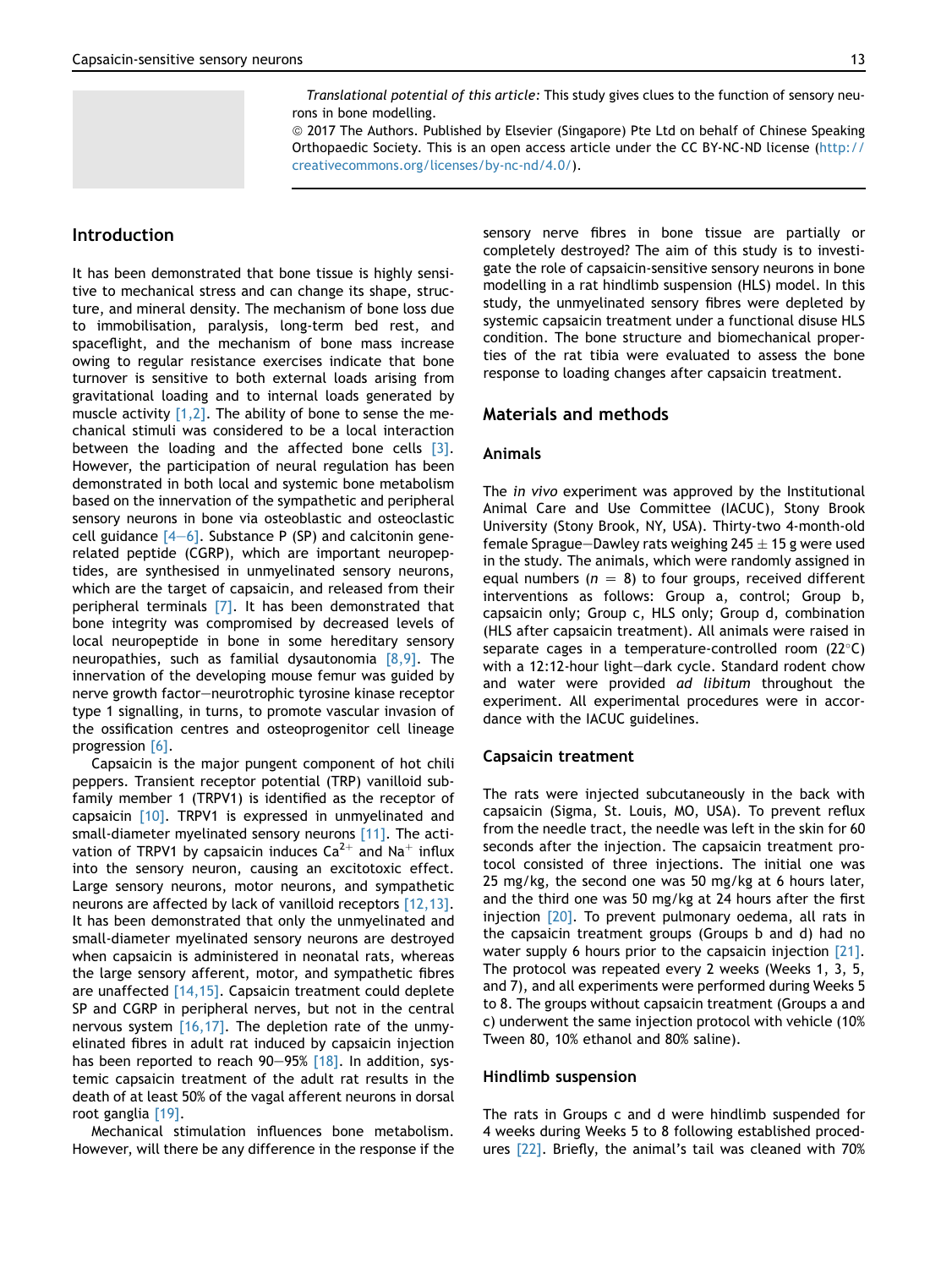*Translational potential of this article:* This study gives clues to the function of sensory neurons in bone modelling.

© 2017 The Authors. Published by Elsevier (Singapore) Pte Ltd on behalf of Chinese Speaking Orthopaedic Society. This is an open access article under the CC BY-NC-ND license (http://creativecommons.org/licenses/by-nc-nd/4.0/).

## Introduction

It has been demonstrated that bone tissue is highly sensitive to mechanical stress and can change its shape, structure, and mineral density. The mechanism of bone loss due to immobilisation, paralysis, long-term bed rest, and spaceflight, and the mechanism of bone mass increase owing to regular resistance exercises indicate that bone turnover is sensitive to both external loads arising from gravitational loading and to internal loads generated by muscle activity [1,2]. The ability of bone to sense the mechanical stimuli was considered to be a local interaction between the loading and the affected bone cells [3]. However, the participation of neural regulation has been demonstrated in both local and systemic bone metabolism based on the innervation of the sympathetic and peripheral sensory neurons in bone via osteoblastic and osteoclastic cell guidance [4–6]. Substance P (SP) and calcitonin gene-related peptide (CGRP), which are important neuropeptides, are synthesised in unmyelinated sensory neurons, which are the target of capsaicin, and released from their peripheral terminals [7]. It has been demonstrated that bone integrity was compromised by decreased levels of local neuropeptide in bone in some hereditary sensory neuropathies, such as familial dysautonomia [8,9]. The innervation of the developing mouse femur was guided by nerve growth factor–neurotrophic tyrosine kinase receptor type 1 signalling, in turns, to promote vascular invasion of the ossification centres and osteoprogenitor cell lineage progression [6].

Capsaicin is the major pungent component of hot chili peppers. Transient receptor potential (TRP) vanilloid subfamily member 1 (TRPV1) is identified as the receptor of capsaicin [10]. TRPV1 is expressed in unmyelinated and small-diameter myelinated sensory neurons [11]. The activation of TRPV1 by capsaicin induces $Ca^{2+}$ and $Na^{+}$ influx into the sensory neuron, causing an excitotoxic effect. Large sensory neurons, motor neurons, and sympathetic neurons are affected by lack of vanilloid receptors [12,13]. It has been demonstrated that only the unmyelinated and small-diameter myelinated sensory neurons are destroyed when capsaicin is administered in neonatal rats, whereas the large sensory afferent, motor, and sympathetic fibres are unaffected [14,15]. Capsaicin treatment could deplete SP and CGRP in peripheral nerves, but not in the central nervous system [16,17]. The depletion rate of the unmyelinated fibres in adult rat induced by capsaicin injection has been reported to reach 90–95% [18]. In addition, systemic capsaicin treatment of the adult rat results in the death of at least 50% of the vagal afferent neurons in dorsal root ganglia [19].

Mechanical stimulation influences bone metabolism. However, will there be any difference in the response if the sensory nerve fibres in bone tissue are partially or completely destroyed? The aim of this study is to investigate the role of capsaicin-sensitive sensory neurons in bone modelling in a rat hindlimb suspension (HLS) model. In this study, the unmyelinated sensory fibres were depleted by systemic capsaicin treatment under a functional disuse HLS condition. The bone structure and biomechanical properties of the rat tibia were evaluated to assess the bone response to loading changes after capsaicin treatment.

## Materials and methods

### Animals

The *in vivo* experiment was approved by the Institutional Animal Care and Use Committee (IACUC), Stony Brook University (Stony Brook, NY, USA). Thirty-two 4-month-old female Sprague–Dawley rats weighing 245 ± 15 g were used in the study. The animals, which were randomly assigned in equal numbers ($n = 8$) to four groups, received different interventions as follows: Group a, control; Group b, capsaicin only; Group c, HLS only; Group d, combination (HLS after capsaicin treatment). All animals were raised in separate cages in a temperature-controlled room (22°C) with a 12:12-hour light–dark cycle. Standard rodent chow and water were provided *ad libitum* throughout the experiment. All experimental procedures were in accordance with the IACUC guidelines.

### Capsaicin treatment

The rats were injected subcutaneously in the back with capsaicin (Sigma, St. Louis, MO, USA). To prevent reflux from the needle tract, the needle was left in the skin for 60 seconds after the injection. The capsaicin treatment protocol consisted of three injections. The initial one was 25 mg/kg, the second one was 50 mg/kg at 6 hours later, and the third one was 50 mg/kg at 24 hours after the first injection [20]. To prevent pulmonary oedema, all rats in the capsaicin treatment groups (Groups b and d) had no water supply 6 hours prior to the capsaicin injection [21]. The protocol was repeated every 2 weeks (Weeks 1, 3, 5, and 7), and all experiments were performed during Weeks 5 to 8. The groups without capsaicin treatment (Groups a and c) underwent the same injection protocol with vehicle (10% Tween 80, 10% ethanol and 80% saline).

### Hindlimb suspension

The rats in Groups c and d were hindlimb suspended for 4 weeks during Weeks 5 to 8 following established procedures [22]. Briefly, the animal's tail was cleaned with 70%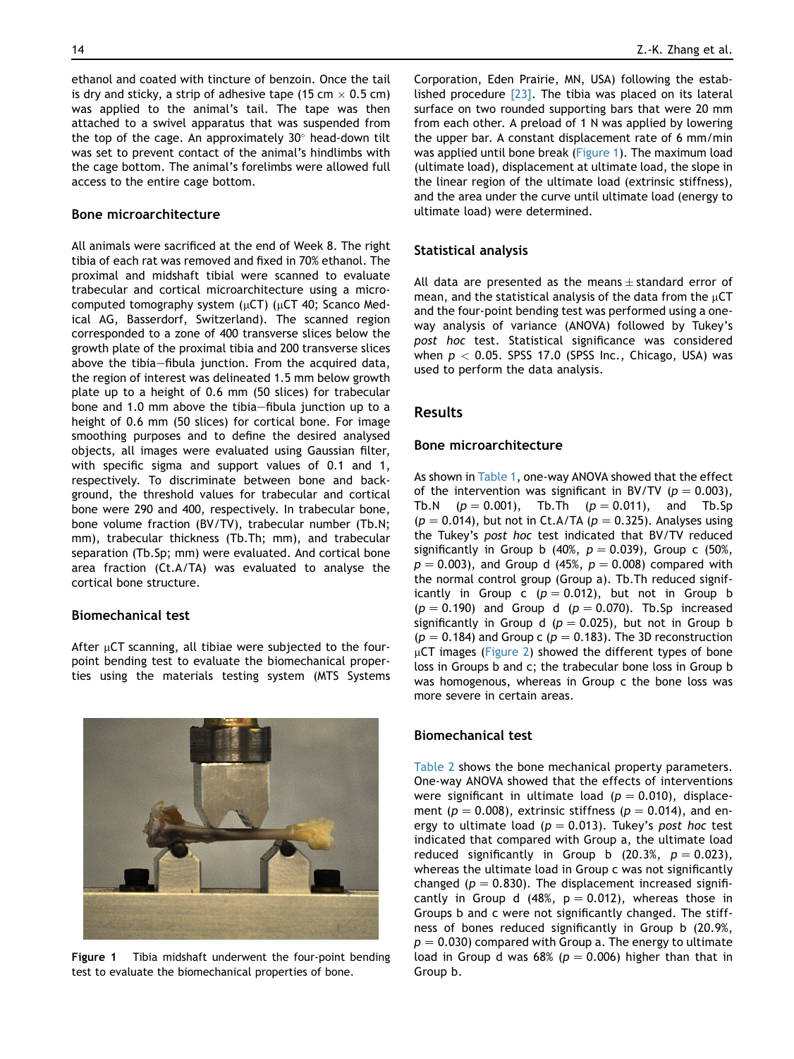ethanol and coated with tincture of benzoin. Once the tail is dry and sticky, a strip of adhesive tape (15 cm × 0.5 cm) was applied to the animal's tail. The tape was then attached to a swivel apparatus that was suspended from the top of the cage. An approximately 30° head-down tilt was set to prevent contact of the animal's hindlimbs with the cage bottom. The animal's forelimbs were allowed full access to the entire cage bottom.

### Bone microarchitecture

All animals were sacrificed at the end of Week 8. The right tibia of each rat was removed and fixed in 70% ethanol. The proximal and midshaft tibial were scanned to evaluate trabecular and cortical microarchitecture using a micro-computed tomography system (μCT) (μCT 40; Scanco Medical AG, Basserdorf, Switzerland). The scanned region corresponded to a zone of 400 transverse slices below the growth plate of the proximal tibia and 200 transverse slices above the tibia–fibula junction. From the acquired data, the region of interest was delineated 1.5 mm below growth plate up to a height of 0.6 mm (50 slices) for trabecular bone and 1.0 mm above the tibia–fibula junction up to a height of 0.6 mm (50 slices) for cortical bone. For image smoothing purposes and to define the desired analysed objects, all images were evaluated using Gaussian filter, with specific sigma and support values of 0.1 and 1, respectively. To discriminate between bone and background, the threshold values for trabecular and cortical bone were 290 and 400, respectively. In trabecular bone, bone volume fraction (BV/TV), trabecular number (Tb.N; mm), trabecular thickness (Tb.Th; mm), and trabecular separation (Tb.Sp; mm) were evaluated. And cortical bone area fraction (Ct.A/TA) was evaluated to analyse the cortical bone structure.

### Biomechanical test

After μCT scanning, all tibiae were subjected to the four-point bending test to evaluate the biomechanical properties using the materials testing system (MTS Systems Corporation, Eden Prairie, MN, USA) following the established procedure [23]. The tibia was placed on its lateral surface on two rounded supporting bars that were 20 mm from each other. A preload of 1 N was applied by lowering the upper bar. A constant displacement rate of 6 mm/min was applied until bone break (Figure 1). The maximum load (ultimate load), displacement at ultimate load, the slope in the linear region of the ultimate load (extrinsic stiffness), and the area under the curve until ultimate load (energy to ultimate load) were determined.

**Figure 1** Tibia midshaft underwent the four-point bending test to evaluate the biomechanical properties of bone.

### Statistical analysis

All data are presented as the means ± standard error of mean, and the statistical analysis of the data from the μCT and the four-point bending test was performed using a one-way analysis of variance (ANOVA) followed by Tukey's *post hoc* test. Statistical significance was considered when $p < 0.05$. SPSS 17.0 (SPSS Inc., Chicago, USA) was used to perform the data analysis.

## Results

### Bone microarchitecture

As shown in Table 1, one-way ANOVA showed that the effect of the intervention was significant in BV/TV ($p = 0.003$), Tb.N ($p = 0.001$), Tb.Th ($p = 0.011$), and Tb.Sp ($p = 0.014$), but not in Ct.A/TA ($p = 0.325$). Analyses using the Tukey's *post hoc* test indicated that BV/TV reduced significantly in Group b (40%, $p = 0.039$), Group c (50%, $p = 0.003$), and Group d (45%, $p = 0.008$) compared with the normal control group (Group a). Tb.Th reduced significantly in Group c ($p = 0.012$), but not in Group b ($p = 0.190$) and Group d ($p = 0.070$). Tb.Sp increased significantly in Group d ($p = 0.025$), but not in Group b ($p = 0.184$) and Group c ($p = 0.183$). The 3D reconstruction μCT images (Figure 2) showed the different types of bone loss in Groups b and c; the trabecular bone loss in Group b was homogenous, whereas in Group c the bone loss was more severe in certain areas.

### Biomechanical test

Table 2 shows the bone mechanical property parameters. One-way ANOVA showed that the effects of interventions were significant in ultimate load ($p = 0.010$), displacement ($p = 0.008$), extrinsic stiffness ($p = 0.014$), and energy to ultimate load ($p = 0.013$). Tukey's *post hoc* test indicated that compared with Group a, the ultimate load reduced significantly in Group b (20.3%, $p = 0.023$), whereas the ultimate load in Group c was not significantly changed ($p = 0.830$). The displacement increased significantly in Group d (48%, $p = 0.012$), whereas those in Groups b and c were not significantly changed. The stiffness of bones reduced significantly in Group b (20.9%, $p = 0.030$) compared with Group a. The energy to ultimate load in Group d was 68% ($p = 0.006$) higher than that in Group b.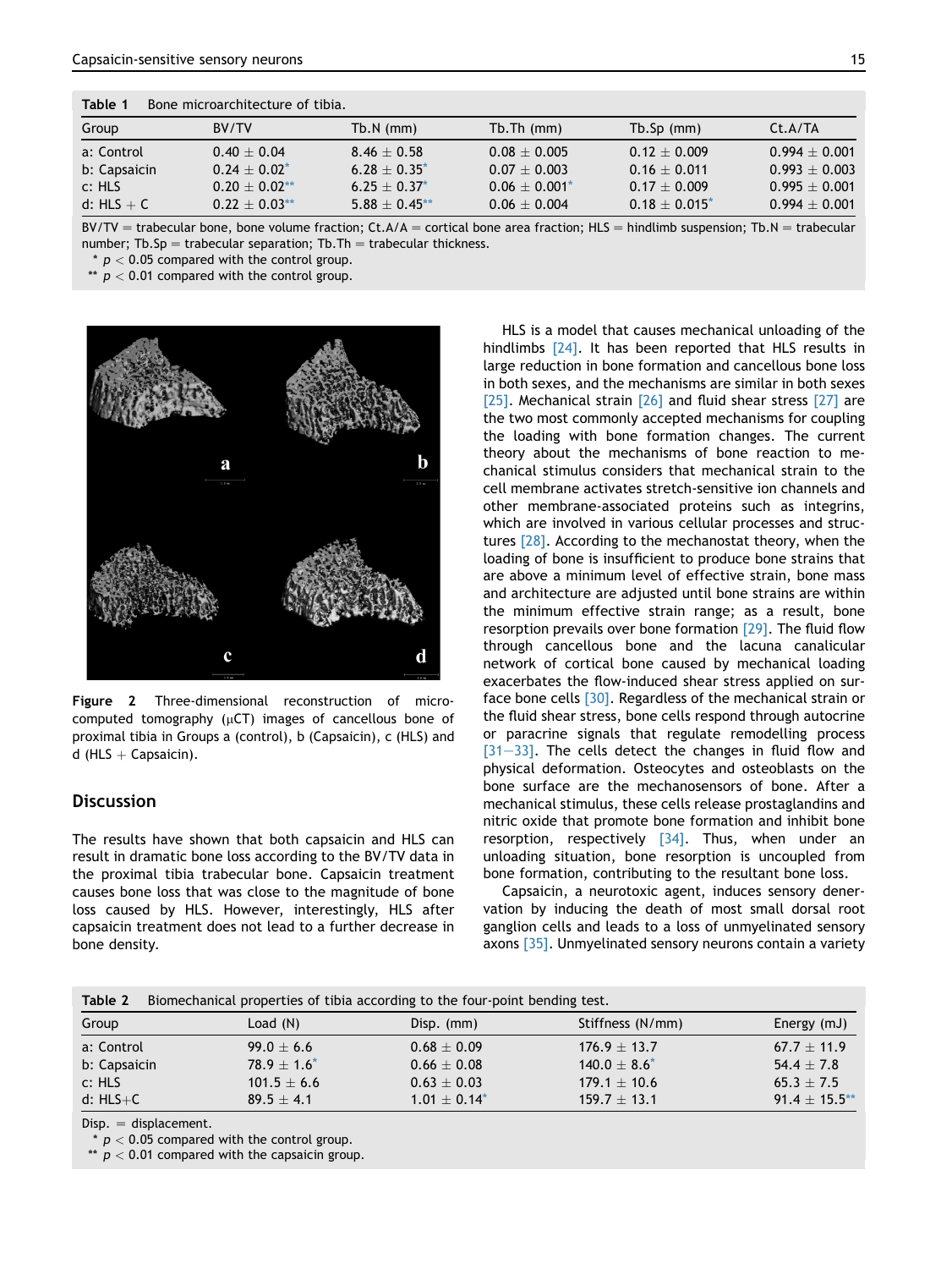**Table 1** Bone microarchitecture of tibia.

| Group | BV/TV | Tb.N (mm) | Tb.Th (mm) | Tb.Sp (mm) | Ct.A/TA |
|---|---|---|---|---|---|
| a: Control | 0.40 ± 0.04 | 8.46 ± 0.58 | 0.08 ± 0.005 | 0.12 ± 0.009 | 0.994 ± 0.001 |
| b: Capsaicin | 0.24 ± 0.02* | 6.28 ± 0.35* | 0.07 ± 0.003 | 0.16 ± 0.011 | 0.993 ± 0.003 |
| c: HLS | 0.20 ± 0.02** | 6.25 ± 0.37* | 0.06 ± 0.001* | 0.17 ± 0.009 | 0.995 ± 0.001 |
| d: HLS + C | 0.22 ± 0.03** | 5.88 ± 0.45** | 0.06 ± 0.004 | 0.18 ± 0.015* | 0.994 ± 0.001 |

BV/TV = trabecular bone, bone volume fraction; Ct.A/A = cortical bone area fraction; HLS = hindlimb suspension; Tb.N = trabecular number; Tb.Sp = trabecular separation; Tb.Th = trabecular thickness.
* $p < 0.05$ compared with the control group.
** $p < 0.01$ compared with the control group.

**Figure 2** Three-dimensional reconstruction of micro-computed tomography (μCT) images of cancellous bone of proximal tibia in Groups a (control), b (Capsaicin), c (HLS) and d (HLS + Capsaicin).

## Discussion

The results have shown that both capsaicin and HLS can result in dramatic bone loss according to the BV/TV data in the proximal tibia trabecular bone. Capsaicin treatment causes bone loss that was close to the magnitude of bone loss caused by HLS. However, interestingly, HLS after capsaicin treatment does not lead to a further decrease in bone density.

HLS is a model that causes mechanical unloading of the hindlimbs [24]. It has been reported that HLS results in large reduction in bone formation and cancellous bone loss in both sexes, and the mechanisms are similar in both sexes [25]. Mechanical strain [26] and fluid shear stress [27] are the two most commonly accepted mechanisms for coupling the loading with bone formation changes. The current theory about the mechanisms of bone reaction to mechanical stimulus considers that mechanical strain to the cell membrane activates stretch-sensitive ion channels and other membrane-associated proteins such as integrins, which are involved in various cellular processes and structures [28]. According to the mechanostat theory, when the loading of bone is insufficient to produce bone strains that are above a minimum level of effective strain, bone mass and architecture are adjusted until bone strains are within the minimum effective strain range; as a result, bone resorption prevails over bone formation [29]. The fluid flow through cancellous bone and the lacuna canalicular network of cortical bone caused by mechanical loading exacerbates the flow-induced shear stress applied on surface bone cells [30]. Regardless of the mechanical strain or the fluid shear stress, bone cells respond through autocrine or paracrine signals that regulate remodelling process [31–33]. The cells detect the changes in fluid flow and physical deformation. Osteocytes and osteoblasts on the bone surface are the mechanosensors of bone. After a mechanical stimulus, these cells release prostaglandins and nitric oxide that promote bone formation and inhibit bone resorption, respectively [34]. Thus, when under an unloading situation, bone resorption is uncoupled from bone formation, contributing to the resultant bone loss.

Capsaicin, a neurotoxic agent, induces sensory denervation by inducing the death of most small dorsal root ganglion cells and leads to a loss of unmyelinated sensory axons [35]. Unmyelinated sensory neurons contain a variety

**Table 2** Biomechanical properties of tibia according to the four-point bending test.

| Group | Load (N) | Disp. (mm) | Stiffness (N/mm) | Energy (mJ) |
|---|---|---|---|---|
| a: Control | 99.0 ± 6.6 | 0.68 ± 0.09 | 176.9 ± 13.7 | 67.7 ± 11.9 |
| b: Capsaicin | 78.9 ± 1.6* | 0.66 ± 0.08 | 140.0 ± 8.6* | 54.4 ± 7.8 |
| c: HLS | 101.5 ± 6.6 | 0.63 ± 0.03 | 179.1 ± 10.6 | 65.3 ± 7.5 |
| d: HLS+C | 89.5 ± 4.1 | 1.01 ± 0.14* | 159.7 ± 13.1 | 91.4 ± 15.5** |

Disp. = displacement.
* $p < 0.05$ compared with the control group.
** $p < 0.01$ compared with the capsaicin group.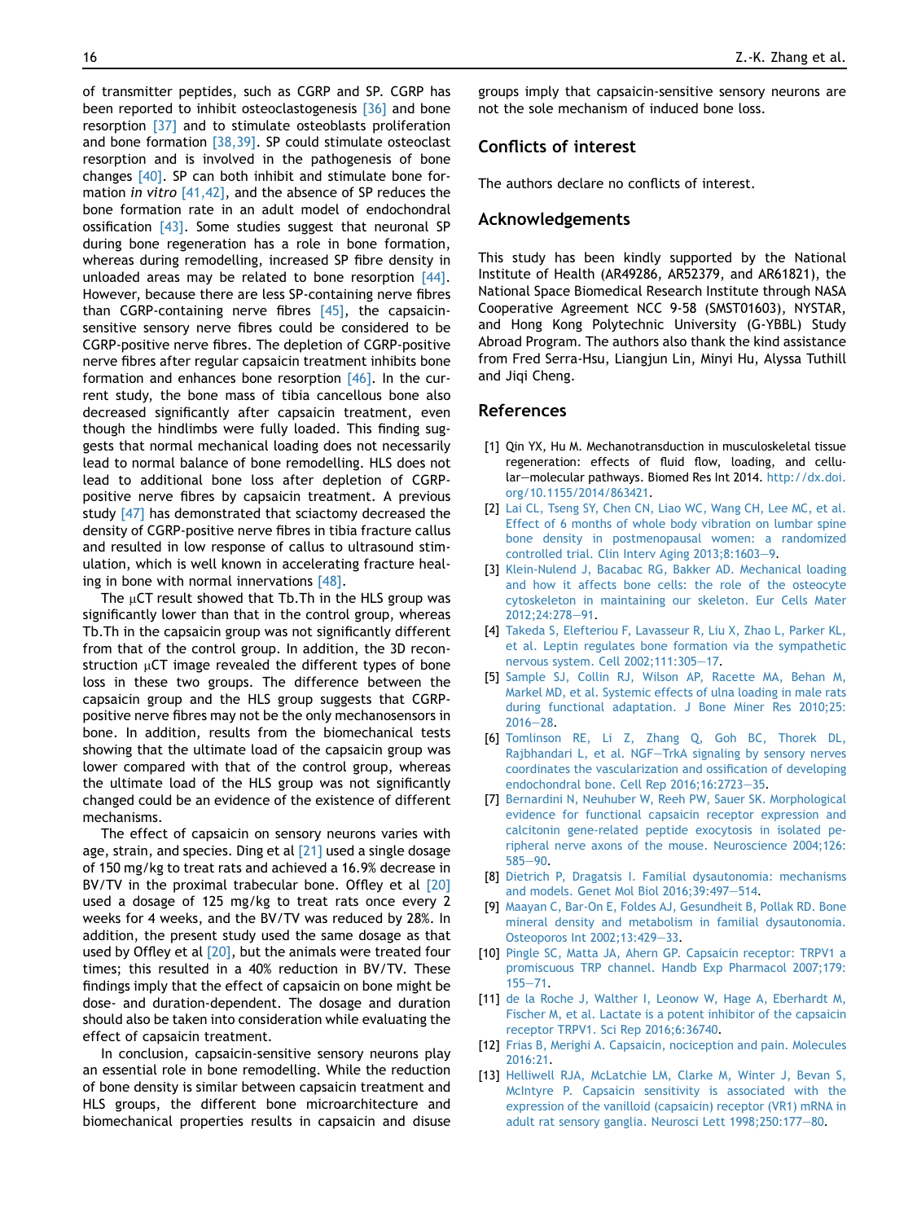of transmitter peptides, such as CGRP and SP. CGRP has been reported to inhibit osteoclastogenesis [36] and bone resorption [37] and to stimulate osteoblasts proliferation and bone formation [38,39]. SP could stimulate osteoclast resorption and is involved in the pathogenesis of bone changes [40]. SP can both inhibit and stimulate bone formation *in vitro* [41,42], and the absence of SP reduces the bone formation rate in an adult model of endochondral ossification [43]. Some studies suggest that neuronal SP during bone regeneration has a role in bone formation, whereas during remodelling, increased SP fibre density in unloaded areas may be related to bone resorption [44]. However, because there are less SP-containing nerve fibres than CGRP-containing nerve fibres [45], the capsaicin-sensitive sensory nerve fibres could be considered to be CGRP-positive nerve fibres. The depletion of CGRP-positive nerve fibres after regular capsaicin treatment inhibits bone formation and enhances bone resorption [46]. In the current study, the bone mass of tibia cancellous bone also decreased significantly after capsaicin treatment, even though the hindlimbs were fully loaded. This finding suggests that normal mechanical loading does not necessarily lead to normal balance of bone remodelling. HLS does not lead to additional bone loss after depletion of CGRP-positive nerve fibres by capsaicin treatment. A previous study [47] has demonstrated that sciactomy decreased the density of CGRP-positive nerve fibres in tibia fracture callus and resulted in low response of callus to ultrasound stimulation, which is well known in accelerating fracture healing in bone with normal innervations [48].

The μCT result showed that Tb.Th in the HLS group was significantly lower than that in the control group, whereas Tb.Th in the capsaicin group was not significantly different from that of the control group. In addition, the 3D reconstruction μCT image revealed the different types of bone loss in these two groups. The difference between the capsaicin group and the HLS group suggests that CGRP-positive nerve fibres may not be the only mechanosensors in bone. In addition, results from the biomechanical tests showing that the ultimate load of the capsaicin group was lower compared with that of the control group, whereas the ultimate load of the HLS group was not significantly changed could be an evidence of the existence of different mechanisms.

The effect of capsaicin on sensory neurons varies with age, strain, and species. Ding et al [21] used a single dosage of 150 mg/kg to treat rats and achieved a 16.9% decrease in BV/TV in the proximal trabecular bone. Offley et al [20] used a dosage of 125 mg/kg to treat rats once every 2 weeks for 4 weeks, and the BV/TV was reduced by 28%. In addition, the present study used the same dosage as that used by Offley et al [20], but the animals were treated four times; this resulted in a 40% reduction in BV/TV. These findings imply that the effect of capsaicin on bone might be dose- and duration-dependent. The dosage and duration should also be taken into consideration while evaluating the effect of capsaicin treatment.

In conclusion, capsaicin-sensitive sensory neurons play an essential role in bone remodelling. While the reduction of bone density is similar between capsaicin treatment and HLS groups, the different bone microarchitecture and biomechanical properties results in capsaicin and disuse groups imply that capsaicin-sensitive sensory neurons are not the sole mechanism of induced bone loss.

## Conflicts of interest

The authors declare no conflicts of interest.

## Acknowledgements

This study has been kindly supported by the National Institute of Health (AR49286, AR52379, and AR61821), the National Space Biomedical Research Institute through NASA Cooperative Agreement NCC 9-58 (SMST01603), NYSTAR, and Hong Kong Polytechnic University (G-YBBL) Study Abroad Program. The authors also thank the kind assistance from Fred Serra-Hsu, Liangjun Lin, Minyi Hu, Alyssa Tuthill and Jiqi Cheng.

## References

[1] Qin YX, Hu M. Mechanotransduction in musculoskeletal tissue regeneration: effects of fluid flow, loading, and cellular–molecular pathways. Biomed Res Int 2014. http://dx.doi.org/10.1155/2014/863421.

[2] Lai CL, Tseng SY, Chen CN, Liao WC, Wang CH, Lee MC, et al. Effect of 6 months of whole body vibration on lumbar spine bone density in postmenopausal women: a randomized controlled trial. Clin Interv Aging 2013;8:1603–9.

[3] Klein-Nulend J, Bacabac RG, Bakker AD. Mechanical loading and how it affects bone cells: the role of the osteocyte cytoskeleton in maintaining our skeleton. Eur Cells Mater 2012;24:278–91.

[4] Takeda S, Elefteriou F, Lavasseur R, Liu X, Zhao L, Parker KL, et al. Leptin regulates bone formation via the sympathetic nervous system. Cell 2002;111:305–17.

[5] Sample SJ, Collin RJ, Wilson AP, Racette MA, Behan M, Markel MD, et al. Systemic effects of ulna loading in male rats during functional adaptation. J Bone Miner Res 2010;25:2016–28.

[6] Tomlinson RE, Li Z, Zhang Q, Goh BC, Thorek DL, Rajbhandari L, et al. NGF–TrkA signaling by sensory nerves coordinates the vascularization and ossification of developing endochondral bone. Cell Rep 2016;16:2723–35.

[7] Bernardini N, Neuhuber W, Reeh PW, Sauer SK. Morphological evidence for functional capsaicin receptor expression and calcitonin gene-related peptide exocytosis in isolated peripheral nerve axons of the mouse. Neuroscience 2004;126:585–90.

[8] Dietrich P, Dragatsis I. Familial dysautonomia: mechanisms and models. Genet Mol Biol 2016;39:497–514.

[9] Maayan C, Bar-On E, Foldes AJ, Gesundheit B, Pollak RD. Bone mineral density and metabolism in familial dysautonomia. Osteoporos Int 2002;13:429–33.

[10] Pingle SC, Matta JA, Ahern GP. Capsaicin receptor: TRPV1 a promiscuous TRP channel. Handb Exp Pharmacol 2007;179:155–71.

[11] de la Roche J, Walther I, Leonow W, Hage A, Eberhardt M, Fischer M, et al. Lactate is a potent inhibitor of the capsaicin receptor TRPV1. Sci Rep 2016;6:36740.

[12] Frias B, Merighi A. Capsaicin, nociception and pain. Molecules 2016:21.

[13] Helliwell RJA, McLatchie LM, Clarke M, Winter J, Bevan S, McIntyre P. Capsaicin sensitivity is associated with the expression of the vanilloid (capsaicin) receptor (VR1) mRNA in adult rat sensory ganglia. Neurosci Lett 1998;250:177–80.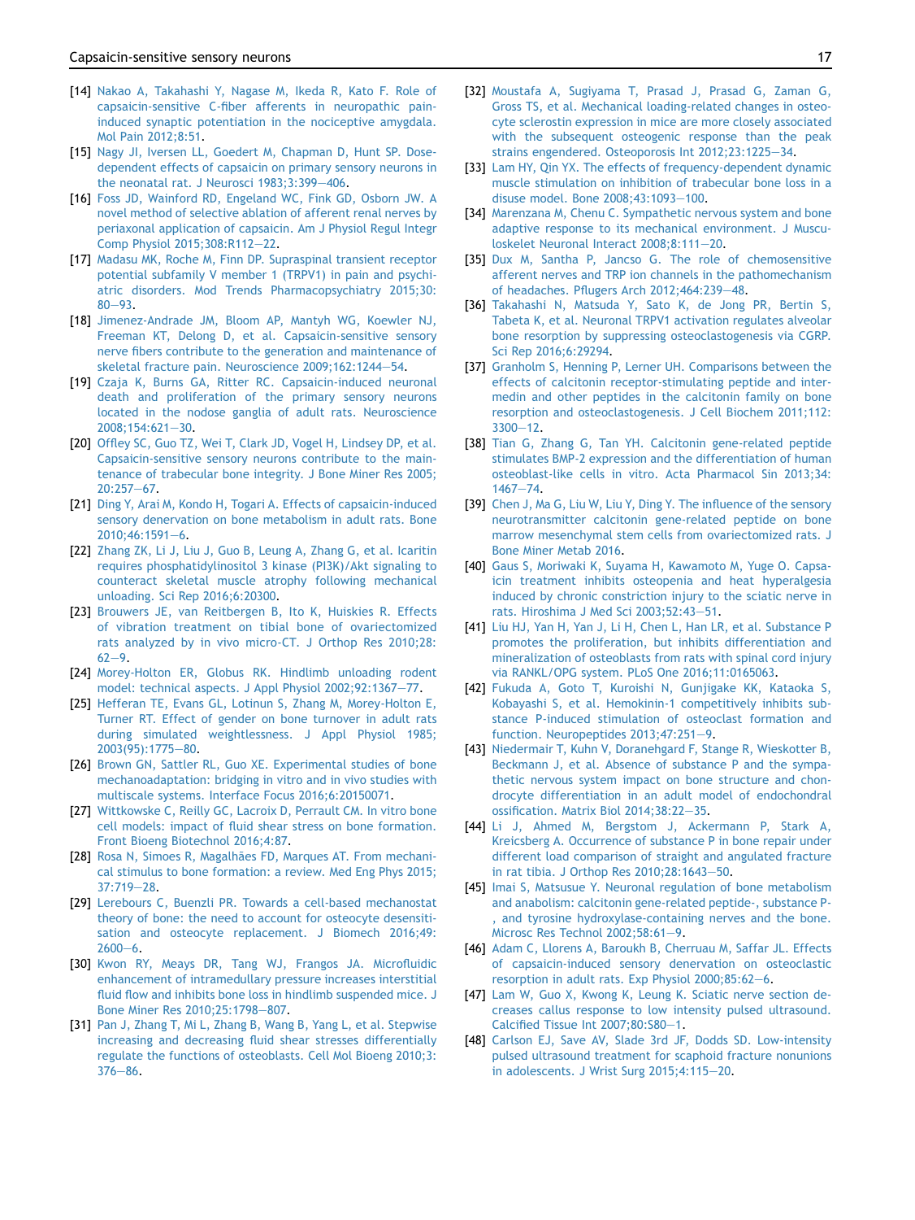[14] Nakao A, Takahashi Y, Nagase M, Ikeda R, Kato F. Role of capsaicin-sensitive C-fiber afferents in neuropathic pain-induced synaptic potentiation in the nociceptive amygdala. Mol Pain 2012;8:51.

[15] Nagy JI, Iversen LL, Goedert M, Chapman D, Hunt SP. Dose-dependent effects of capsaicin on primary sensory neurons in the neonatal rat. J Neurosci 1983;3:399—406.

[16] Foss JD, Wainford RD, Engeland WC, Fink GD, Osborn JW. A novel method of selective ablation of afferent renal nerves by periaxonal application of capsaicin. Am J Physiol Regul Integr Comp Physiol 2015;308:R112—22.

[17] Madasu MK, Roche M, Finn DP. Supraspinal transient receptor potential subfamily V member 1 (TRPV1) in pain and psychiatric disorders. Mod Trends Pharmacopsychiatry 2015;30:80—93.

[18] Jimenez-Andrade JM, Bloom AP, Mantyh WG, Koewler NJ, Freeman KT, Delong D, et al. Capsaicin-sensitive sensory nerve fibers contribute to the generation and maintenance of skeletal fracture pain. Neuroscience 2009;162:1244—54.

[19] Czaja K, Burns GA, Ritter RC. Capsaicin-induced neuronal death and proliferation of the primary sensory neurons located in the nodose ganglia of adult rats. Neuroscience 2008;154:621—30.

[20] Offley SC, Guo TZ, Wei T, Clark JD, Vogel H, Lindsey DP, et al. Capsaicin-sensitive sensory neurons contribute to the maintenance of trabecular bone integrity. J Bone Miner Res 2005;20:257—67.

[21] Ding Y, Arai M, Kondo H, Togari A. Effects of capsaicin-induced sensory denervation on bone metabolism in adult rats. Bone 2010;46:1591—6.

[22] Zhang ZK, Li J, Liu J, Guo B, Leung A, Zhang G, et al. Icaritin requires phosphatidylinositol 3 kinase (PI3K)/Akt signaling to counteract skeletal muscle atrophy following mechanical unloading. Sci Rep 2016;6:20300.

[23] Brouwers JE, van Reitbergen B, Ito K, Huiskies R. Effects of vibration treatment on tibial bone of ovariectomized rats analyzed by in vivo micro-CT. J Orthop Res 2010;28:62—9.

[24] Morey-Holton ER, Globus RK. Hindlimb unloading rodent model: technical aspects. J Appl Physiol 2002;92:1367—77.

[25] Hefferan TE, Evans GL, Lotinun S, Zhang M, Morey-Holton E, Turner RT. Effect of gender on bone turnover in adult rats during simulated weightlessness. J Appl Physiol 1985;2003(95):1775—80.

[26] Brown GN, Sattler RL, Guo XE. Experimental studies of bone mechanoadaptation: bridging in vitro and in vivo studies with multiscale systems. Interface Focus 2016;6:20150071.

[27] Wittkowske C, Reilly GC, Lacroix D, Perrault CM. In vitro bone cell models: impact of fluid shear stress on bone formation. Front Bioeng Biotechnol 2016;4:87.

[28] Rosa N, Simoes R, Magalhães FD, Marques AT. From mechanical stimulus to bone formation: a review. Med Eng Phys 2015;37:719—28.

[29] Lerebours C, Buenzli PR. Towards a cell-based mechanostat theory of bone: the need to account for osteocyte desensitisation and osteocyte replacement. J Biomech 2016;49:2600—6.

[30] Kwon RY, Meays DR, Tang WJ, Frangos JA. Microfluidic enhancement of intramedullary pressure increases interstitial fluid flow and inhibits bone loss in hindlimb suspended mice. J Bone Miner Res 2010;25:1798—807.

[31] Pan J, Zhang T, Mi L, Zhang B, Wang B, Yang L, et al. Stepwise increasing and decreasing fluid shear stresses differentially regulate the functions of osteoblasts. Cell Mol Bioeng 2010;3:376—86.

[32] Moustafa A, Sugiyama T, Prasad J, Prasad G, Zaman G, Gross TS, et al. Mechanical loading-related changes in osteocyte sclerostin expression in mice are more closely associated with the subsequent osteogenic response than the peak strains engendered. Osteoporosis Int 2012;23:1225—34.

[33] Lam HY, Qin YX. The effects of frequency-dependent dynamic muscle stimulation on inhibition of trabecular bone loss in a disuse model. Bone 2008;43:1093—100.

[34] Marenzana M, Chenu C. Sympathetic nervous system and bone adaptive response to its mechanical environment. J Musculoskelet Neuronal Interact 2008;8:111—20.

[35] Dux M, Santha P, Jancso G. The role of chemosensitive afferent nerves and TRP ion channels in the pathomechanism of headaches. Pflugers Arch 2012;464:239—48.

[36] Takahashi N, Matsuda Y, Sato K, de Jong PR, Bertin S, Tabeta K, et al. Neuronal TRPV1 activation regulates alveolar bone resorption by suppressing osteoclastogenesis via CGRP. Sci Rep 2016;6:29294.

[37] Granholm S, Henning P, Lerner UH. Comparisons between the effects of calcitonin receptor-stimulating peptide and intermedin and other peptides in the calcitonin family on bone resorption and osteoclastogenesis. J Cell Biochem 2011;112:3300—12.

[38] Tian G, Zhang G, Tan YH. Calcitonin gene-related peptide stimulates BMP-2 expression and the differentiation of human osteoblast-like cells in vitro. Acta Pharmacol Sin 2013;34:1467—74.

[39] Chen J, Ma G, Liu W, Liu Y, Ding Y. The influence of the sensory neurotransmitter calcitonin gene-related peptide on bone marrow mesenchymal stem cells from ovariectomized rats. J Bone Miner Metab 2016.

[40] Gaus S, Moriwaki K, Suyama H, Kawamoto M, Yuge O. Capsaicin treatment inhibits osteopenia and heat hyperalgesia induced by chronic constriction injury to the sciatic nerve in rats. Hiroshima J Med Sci 2003;52:43—51.

[41] Liu HJ, Yan H, Yan J, Li H, Chen L, Han LR, et al. Substance P promotes the proliferation, but inhibits differentiation and mineralization of osteoblasts from rats with spinal cord injury via RANKL/OPG system. PLoS One 2016;11:0165063.

[42] Fukuda A, Goto T, Kuroishi N, Gunjigake KK, Kataoka S, Kobayashi S, et al. Hemokinin-1 competitively inhibits substance P-induced stimulation of osteoclast formation and function. Neuropeptides 2013;47:251—9.

[43] Niedermair T, Kuhn V, Doranehgard F, Stange R, Wieskotter B, Beckmann J, et al. Absence of substance P and the sympathetic nervous system impact on bone structure and chondrocyte differentiation in an adult model of endochondral ossification. Matrix Biol 2014;38:22—35.

[44] Li J, Ahmed M, Bergstom J, Ackermann P, Stark A, Kreicsberg A. Occurrence of substance P in bone repair under different load comparison of straight and angulated fracture in rat tibia. J Orthop Res 2010;28:1643—50.

[45] Imai S, Matsusue Y. Neuronal regulation of bone metabolism and anabolism: calcitonin gene-related peptide-, substance P-, and tyrosine hydroxylase-containing nerves and the bone. Microsc Res Technol 2002;58:61—9.

[46] Adam C, Llorens A, Baroukh B, Cherruau M, Saffar JL. Effects of capsaicin-induced sensory denervation on osteoclastic resorption in adult rats. Exp Physiol 2000;85:62—6.

[47] Lam W, Guo X, Kwong K, Leung K. Sciatic nerve section decreases callus response to low intensity pulsed ultrasound. Calcified Tissue Int 2007;80:S80—1.

[48] Carlson EJ, Save AV, Slade 3rd JF, Dodds SD. Low-intensity pulsed ultrasound treatment for scaphoid fracture nonunions in adolescents. J Wrist Surg 2015;4:115—20.